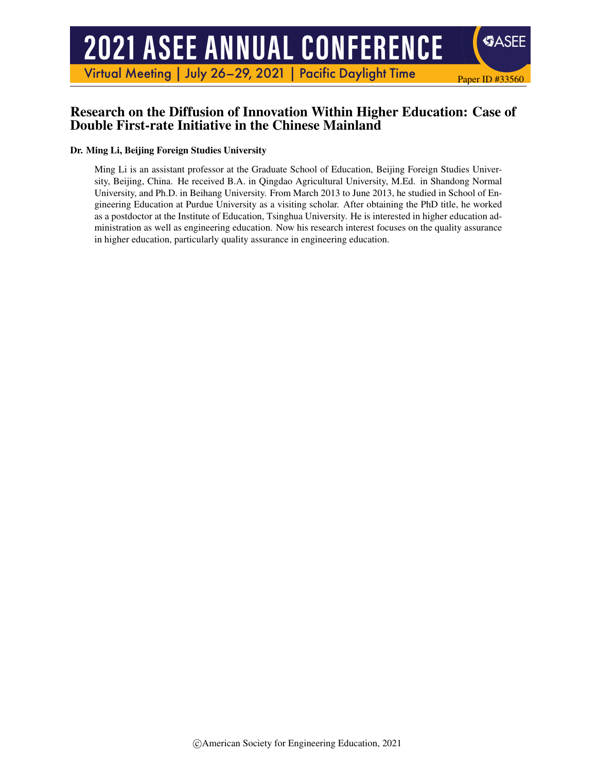# Research on the Diffusion of Innovation Within Higher Education: Case of Double First-rate Initiative in the Chinese Mainland

**Dr. Ming Li, Beijing Foreign Studies University**

Ming Li is an assistant professor at the Graduate School of Education, Beijing Foreign Studies University, Beijing, China. He received B.A. in Qingdao Agricultural University, M.Ed. in Shandong Normal University, and Ph.D. in Beihang University. From March 2013 to June 2013, he studied in School of Engineering Education at Purdue University as a visiting scholar. After obtaining the PhD title, he worked as a postdoctor at the Institute of Education, Tsinghua University. He is interested in higher education administration as well as engineering education. Now his research interest focuses on the quality assurance in higher education, particularly quality assurance in engineering education.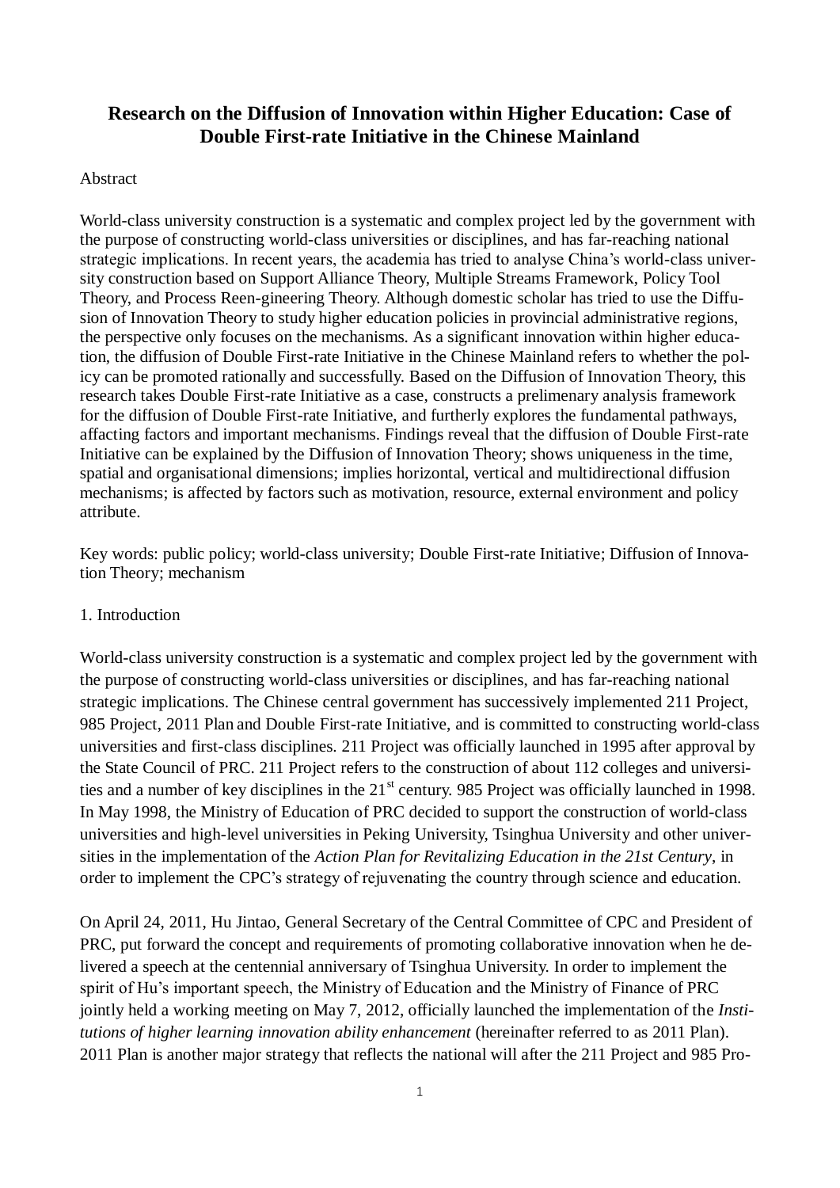# Research on the Diffusion of Innovation within Higher Education: Case of Double First-rate Initiative in the Chinese Mainland

Abstract

World-class university construction is a systematic and complex project led by the government with the purpose of constructing world-class universities or disciplines, and has far-reaching national strategic implications. In recent years, the academia has tried to analyse China's world-class university construction based on Support Alliance Theory, Multiple Streams Framework, Policy Tool Theory, and Process Reen-gineering Theory. Although domestic scholar has tried to use the Diffusion of Innovation Theory to study higher education policies in provincial administrative regions, the perspective only focuses on the mechanisms. As a significant innovation within higher education, the diffusion of Double First-rate Initiative in the Chinese Mainland refers to whether the policy can be promoted rationally and successfully. Based on the Diffusion of Innovation Theory, this research takes Double First-rate Initiative as a case, constructs a prelimenary analysis framework for the diffusion of Double First-rate Initiative, and furtherly explores the fundamental pathways, affacting factors and important mechanisms. Findings reveal that the diffusion of Double First-rate Initiative can be explained by the Diffusion of Innovation Theory; shows uniqueness in the time, spatial and organisational dimensions; implies horizontal, vertical and multidirectional diffusion mechanisms; is affected by factors such as motivation, resource, external environment and policy attribute.

Key words: public policy; world-class university; Double First-rate Initiative; Diffusion of Innovation Theory; mechanism

1. Introduction

World-class university construction is a systematic and complex project led by the government with the purpose of constructing world-class universities or disciplines, and has far-reaching national strategic implications. The Chinese central government has successively implemented 211 Project, 985 Project, 2011 Plan and Double First-rate Initiative, and is committed to constructing world-class universities and first-class disciplines. 211 Project was officially launched in 1995 after approval by the State Council of PRC. 211 Project refers to the construction of about 112 colleges and universities and a number of key disciplines in the 21st century. 985 Project was officially launched in 1998. In May 1998, the Ministry of Education of PRC decided to support the construction of world-class universities and high-level universities in Peking University, Tsinghua University and other universities in the implementation of the *Action Plan for Revitalizing Education in the 21st Century*, in order to implement the CPC's strategy of rejuvenating the country through science and education.

On April 24, 2011, Hu Jintao, General Secretary of the Central Committee of CPC and President of PRC, put forward the concept and requirements of promoting collaborative innovation when he delivered a speech at the centennial anniversary of Tsinghua University. In order to implement the spirit of Hu's important speech, the Ministry of Education and the Ministry of Finance of PRC jointly held a working meeting on May 7, 2012, officially launched the implementation of the *Institutions of higher learning innovation ability enhancement* (hereinafter referred to as 2011 Plan). 2011 Plan is another major strategy that reflects the national will after the 211 Project and 985 Pro-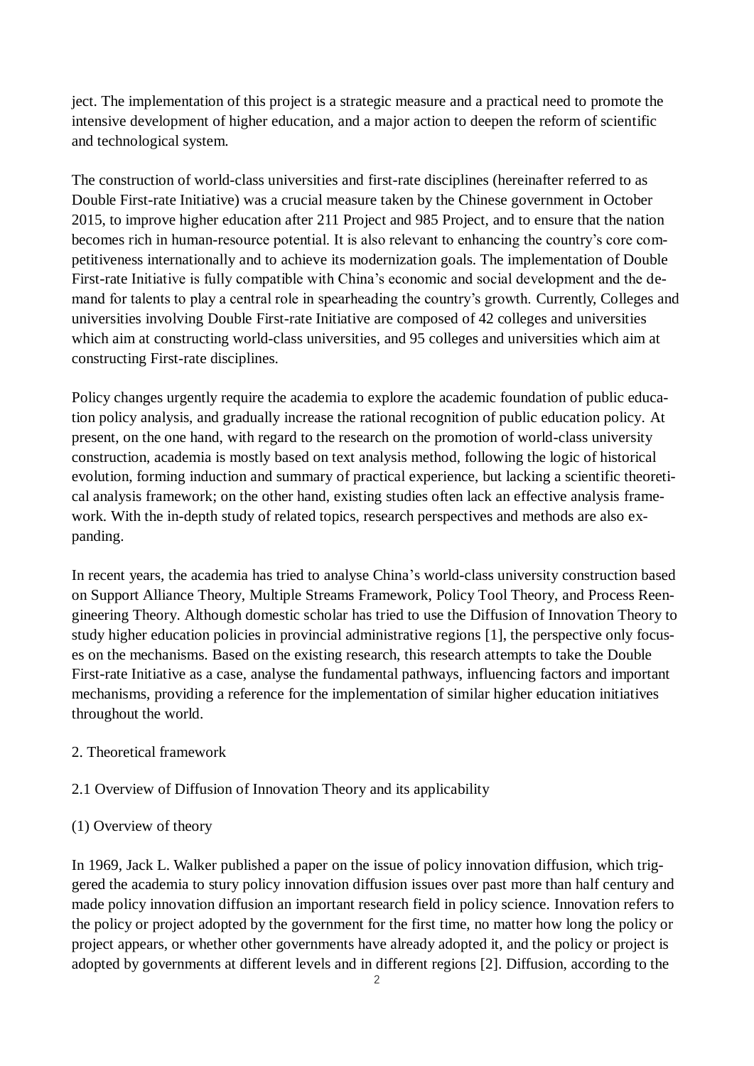ject. The implementation of this project is a strategic measure and a practical need to promote the intensive development of higher education, and a major action to deepen the reform of scientific and technological system.

The construction of world-class universities and first-rate disciplines (hereinafter referred to as Double First-rate Initiative) was a crucial measure taken by the Chinese government in October 2015, to improve higher education after 211 Project and 985 Project, and to ensure that the nation becomes rich in human-resource potential. It is also relevant to enhancing the country's core competitiveness internationally and to achieve its modernization goals. The implementation of Double First-rate Initiative is fully compatible with China's economic and social development and the demand for talents to play a central role in spearheading the country's growth. Currently, Colleges and universities involving Double First-rate Initiative are composed of 42 colleges and universities which aim at constructing world-class universities, and 95 colleges and universities which aim at constructing First-rate disciplines.

Policy changes urgently require the academia to explore the academic foundation of public education policy analysis, and gradually increase the rational recognition of public education policy. At present, on the one hand, with regard to the research on the promotion of world-class university construction, academia is mostly based on text analysis method, following the logic of historical evolution, forming induction and summary of practical experience, but lacking a scientific theoretical analysis framework; on the other hand, existing studies often lack an effective analysis framework. With the in-depth study of related topics, research perspectives and methods are also expanding.

In recent years, the academia has tried to analyse China's world-class university construction based on Support Alliance Theory, Multiple Streams Framework, Policy Tool Theory, and Process Reengineering Theory. Although domestic scholar has tried to use the Diffusion of Innovation Theory to study higher education policies in provincial administrative regions [1], the perspective only focuses on the mechanisms. Based on the existing research, this research attempts to take the Double First-rate Initiative as a case, analyse the fundamental pathways, influencing factors and important mechanisms, providing a reference for the implementation of similar higher education initiatives throughout the world.

## 2. Theoretical framework

### 2.1 Overview of Diffusion of Innovation Theory and its applicability

#### (1) Overview of theory

In 1969, Jack L. Walker published a paper on the issue of policy innovation diffusion, which triggered the academia to stury policy innovation diffusion issues over past more than half century and made policy innovation diffusion an important research field in policy science. Innovation refers to the policy or project adopted by the government for the first time, no matter how long the policy or project appears, or whether other governments have already adopted it, and the policy or project is adopted by governments at different levels and in different regions [2]. Diffusion, according to the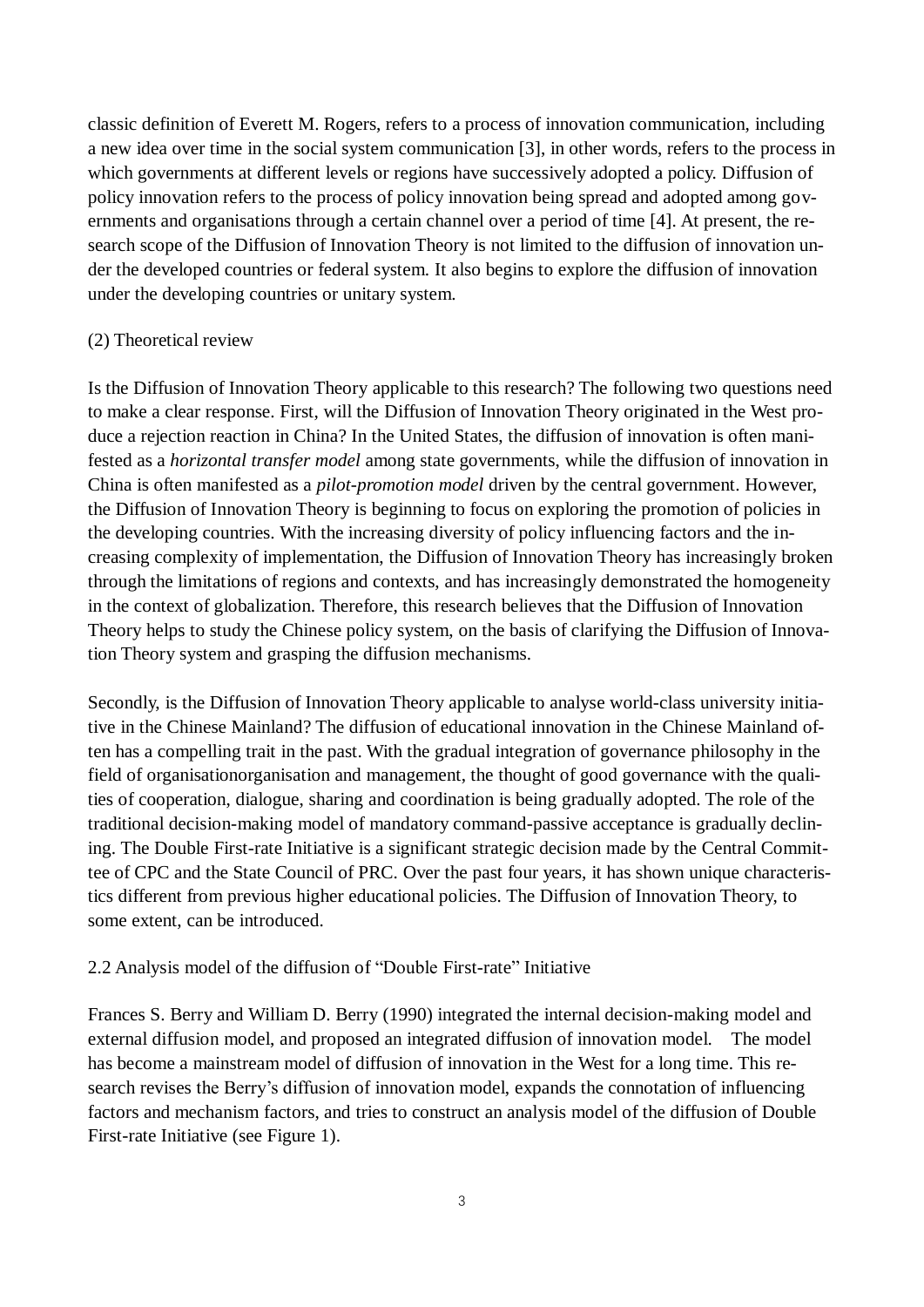classic definition of Everett M. Rogers, refers to a process of innovation communication, including a new idea over time in the social system communication [3], in other words, refers to the process in which governments at different levels or regions have successively adopted a policy. Diffusion of policy innovation refers to the process of policy innovation being spread and adopted among governments and organisations through a certain channel over a period of time [4]. At present, the research scope of the Diffusion of Innovation Theory is not limited to the diffusion of innovation under the developed countries or federal system. It also begins to explore the diffusion of innovation under the developing countries or unitary system.

(2) Theoretical review

Is the Diffusion of Innovation Theory applicable to this research? The following two questions need to make a clear response. First, will the Diffusion of Innovation Theory originated in the West produce a rejection reaction in China? In the United States, the diffusion of innovation is often manifested as a *horizontal transfer model* among state governments, while the diffusion of innovation in China is often manifested as a *pilot-promotion model* driven by the central government. However, the Diffusion of Innovation Theory is beginning to focus on exploring the promotion of policies in the developing countries. With the increasing diversity of policy influencing factors and the increasing complexity of implementation, the Diffusion of Innovation Theory has increasingly broken through the limitations of regions and contexts, and has increasingly demonstrated the homogeneity in the context of globalization. Therefore, this research believes that the Diffusion of Innovation Theory helps to study the Chinese policy system, on the basis of clarifying the Diffusion of Innovation Theory system and grasping the diffusion mechanisms.

Secondly, is the Diffusion of Innovation Theory applicable to analyse world-class university initiative in the Chinese Mainland? The diffusion of educational innovation in the Chinese Mainland often has a compelling trait in the past. With the gradual integration of governance philosophy in the field of organisationorganisation and management, the thought of good governance with the qualities of cooperation, dialogue, sharing and coordination is being gradually adopted. The role of the traditional decision-making model of mandatory command-passive acceptance is gradually declining. The Double First-rate Initiative is a significant strategic decision made by the Central Committee of CPC and the State Council of PRC. Over the past four years, it has shown unique characteristics different from previous higher educational policies. The Diffusion of Innovation Theory, to some extent, can be introduced.

2.2 Analysis model of the diffusion of "Double First-rate" Initiative

Frances S. Berry and William D. Berry (1990) integrated the internal decision-making model and external diffusion model, and proposed an integrated diffusion of innovation model. The model has become a mainstream model of diffusion of innovation in the West for a long time. This research revises the Berry's diffusion of innovation model, expands the connotation of influencing factors and mechanism factors, and tries to construct an analysis model of the diffusion of Double First-rate Initiative (see Figure 1).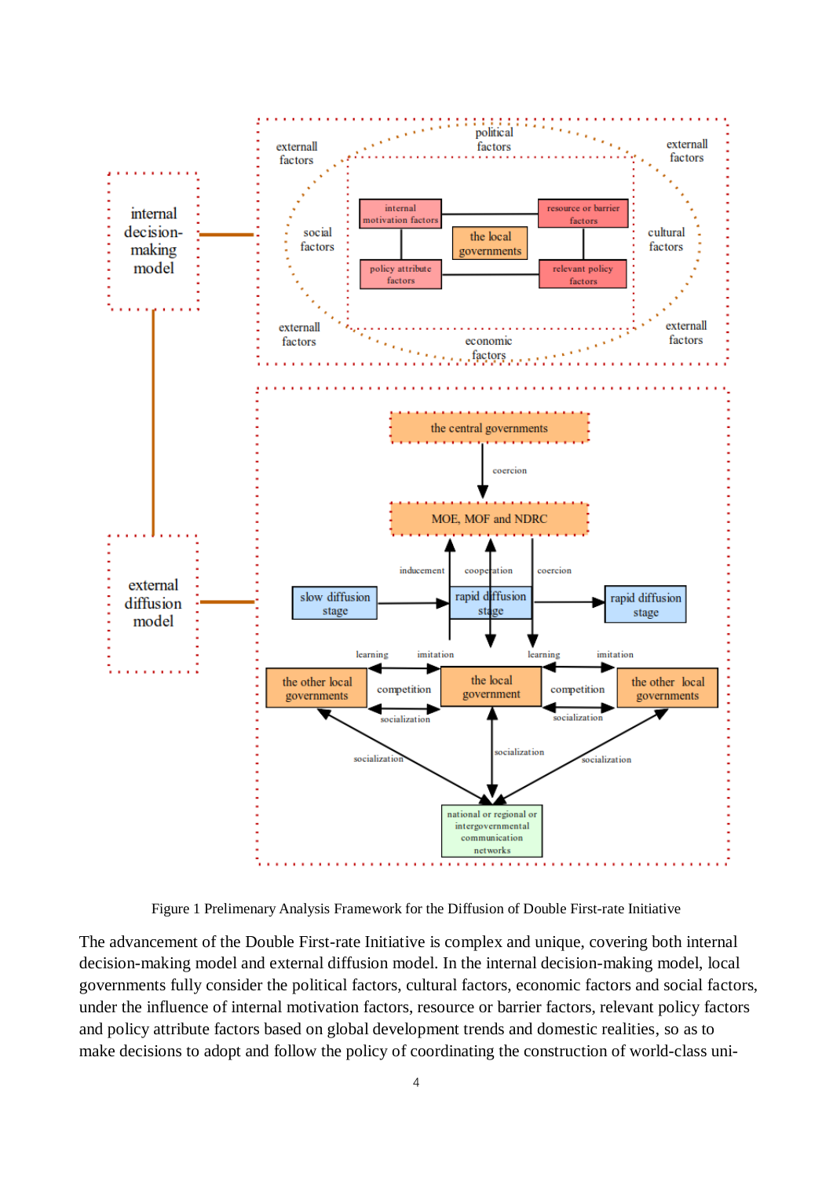Figure 1 Preliminary Analysis Framework for the Diffusion of Double First-rate Initiative

The advancement of the Double First-rate Initiative is complex and unique, covering both internal decision-making model and external diffusion model. In the internal decision-making model, local governments fully consider the political factors, cultural factors, economic factors and social factors, under the influence of internal motivation factors, resource or barrier factors, relevant policy factors and policy attribute factors based on global development trends and domestic realities, so as to make decisions to adopt and follow the policy of coordinating the construction of world-class uni-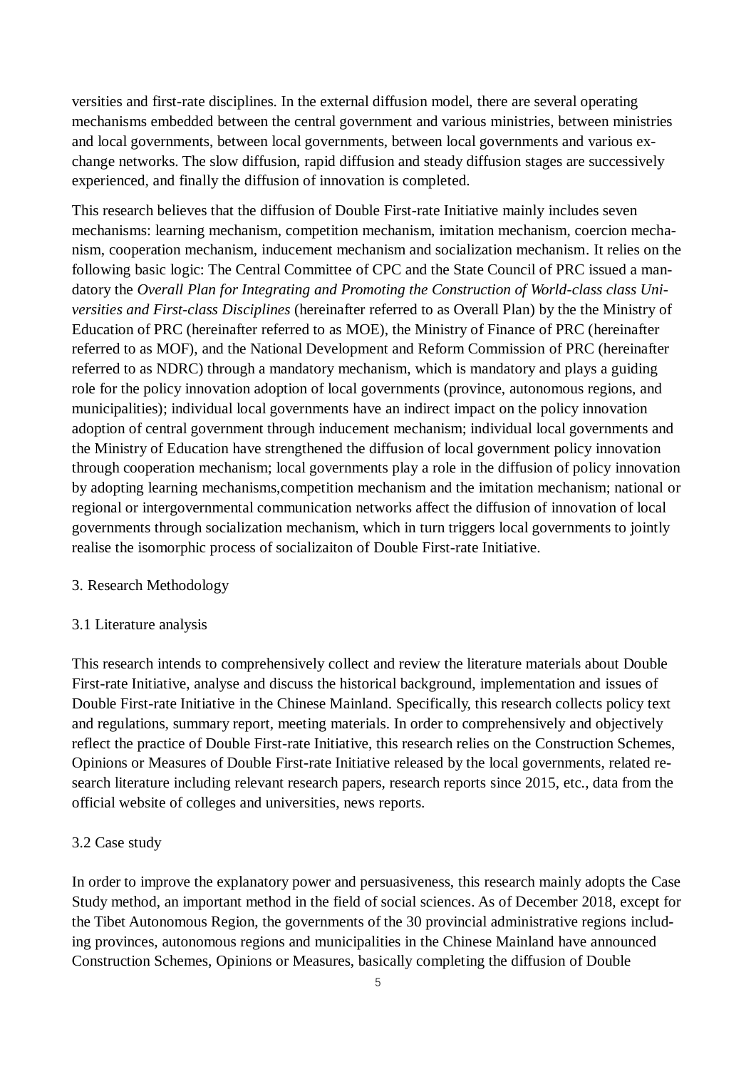versities and first-rate disciplines. In the external diffusion model, there are several operating mechanisms embedded between the central government and various ministries, between ministries and local governments, between local governments, between local governments and various exchange networks. The slow diffusion, rapid diffusion and steady diffusion stages are successively experienced, and finally the diffusion of innovation is completed.

This research believes that the diffusion of Double First-rate Initiative mainly includes seven mechanisms: learning mechanism, competition mechanism, imitation mechanism, coercion mechanism, cooperation mechanism, inducement mechanism and socialization mechanism. It relies on the following basic logic: The Central Committee of CPC and the State Council of PRC issued a mandatory the *Overall Plan for Integrating and Promoting the Construction of World-class class Universities and First-class Disciplines* (hereinafter referred to as Overall Plan) by the the Ministry of Education of PRC (hereinafter referred to as MOE), the Ministry of Finance of PRC (hereinafter referred to as MOF), and the National Development and Reform Commission of PRC (hereinafter referred to as NDRC) through a mandatory mechanism, which is mandatory and plays a guiding role for the policy innovation adoption of local governments (province, autonomous regions, and municipalities); individual local governments have an indirect impact on the policy innovation adoption of central government through inducement mechanism; individual local governments and the Ministry of Education have strengthened the diffusion of local government policy innovation through cooperation mechanism; local governments play a role in the diffusion of policy innovation by adopting learning mechanisms,competition mechanism and the imitation mechanism; national or regional or intergovernmental communication networks affect the diffusion of innovation of local governments through socialization mechanism, which in turn triggers local governments to jointly realise the isomorphic process of socializaiton of Double First-rate Initiative.

## 3. Research Methodology

### 3.1 Literature analysis

This research intends to comprehensively collect and review the literature materials about Double First-rate Initiative, analyse and discuss the historical background, implementation and issues of Double First-rate Initiative in the Chinese Mainland. Specifically, this research collects policy text and regulations, summary report, meeting materials. In order to comprehensively and objectively reflect the practice of Double First-rate Initiative, this research relies on the Construction Schemes, Opinions or Measures of Double First-rate Initiative released by the local governments, related research literature including relevant research papers, research reports since 2015, etc., data from the official website of colleges and universities, news reports.

### 3.2 Case study

In order to improve the explanatory power and persuasiveness, this research mainly adopts the Case Study method, an important method in the field of social sciences. As of December 2018, except for the Tibet Autonomous Region, the governments of the 30 provincial administrative regions including provinces, autonomous regions and municipalities in the Chinese Mainland have announced Construction Schemes, Opinions or Measures, basically completing the diffusion of Double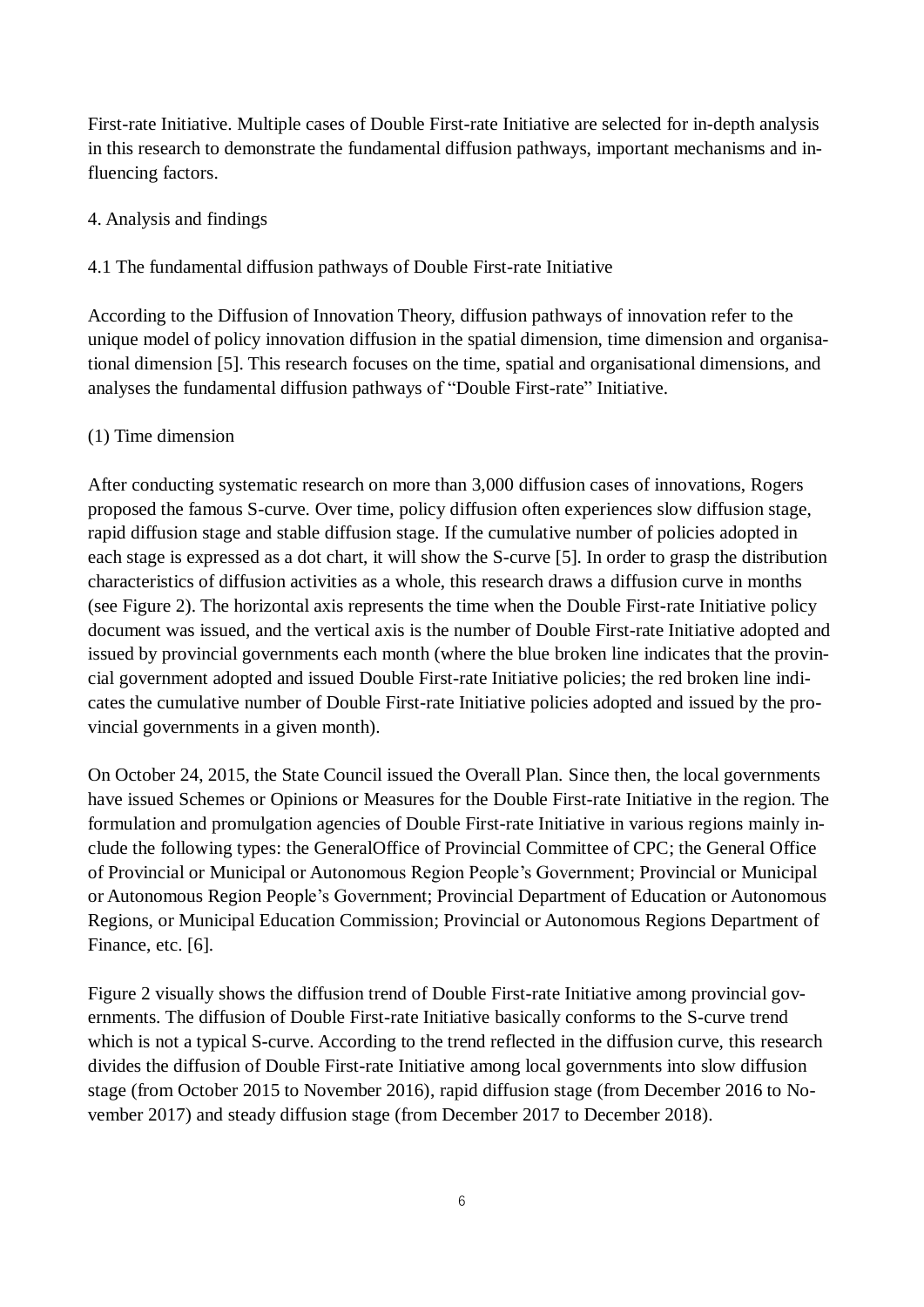First-rate Initiative. Multiple cases of Double First-rate Initiative are selected for in-depth analysis in this research to demonstrate the fundamental diffusion pathways, important mechanisms and influencing factors.

## 4. Analysis and findings

### 4.1 The fundamental diffusion pathways of Double First-rate Initiative

According to the Diffusion of Innovation Theory, diffusion pathways of innovation refer to the unique model of policy innovation diffusion in the spatial dimension, time dimension and organisational dimension [5]. This research focuses on the time, spatial and organisational dimensions, and analyses the fundamental diffusion pathways of "Double First-rate" Initiative.

#### (1) Time dimension

After conducting systematic research on more than 3,000 diffusion cases of innovations, Rogers proposed the famous S-curve. Over time, policy diffusion often experiences slow diffusion stage, rapid diffusion stage and stable diffusion stage. If the cumulative number of policies adopted in each stage is expressed as a dot chart, it will show the S-curve [5]. In order to grasp the distribution characteristics of diffusion activities as a whole, this research draws a diffusion curve in months (see Figure 2). The horizontal axis represents the time when the Double First-rate Initiative policy document was issued, and the vertical axis is the number of Double First-rate Initiative adopted and issued by provincial governments each month (where the blue broken line indicates that the provincial government adopted and issued Double First-rate Initiative policies; the red broken line indicates the cumulative number of Double First-rate Initiative policies adopted and issued by the provincial governments in a given month).

On October 24, 2015, the State Council issued the Overall Plan. Since then, the local governments have issued Schemes or Opinions or Measures for the Double First-rate Initiative in the region. The formulation and promulgation agencies of Double First-rate Initiative in various regions mainly include the following types: the GeneralOffice of Provincial Committee of CPC; the General Office of Provincial or Municipal or Autonomous Region People's Government; Provincial or Municipal or Autonomous Region People's Government; Provincial Department of Education or Autonomous Regions, or Municipal Education Commission; Provincial or Autonomous Regions Department of Finance, etc. [6].

Figure 2 visually shows the diffusion trend of Double First-rate Initiative among provincial governments. The diffusion of Double First-rate Initiative basically conforms to the S-curve trend which is not a typical S-curve. According to the trend reflected in the diffusion curve, this research divides the diffusion of Double First-rate Initiative among local governments into slow diffusion stage (from October 2015 to November 2016), rapid diffusion stage (from December 2016 to November 2017) and steady diffusion stage (from December 2017 to December 2018).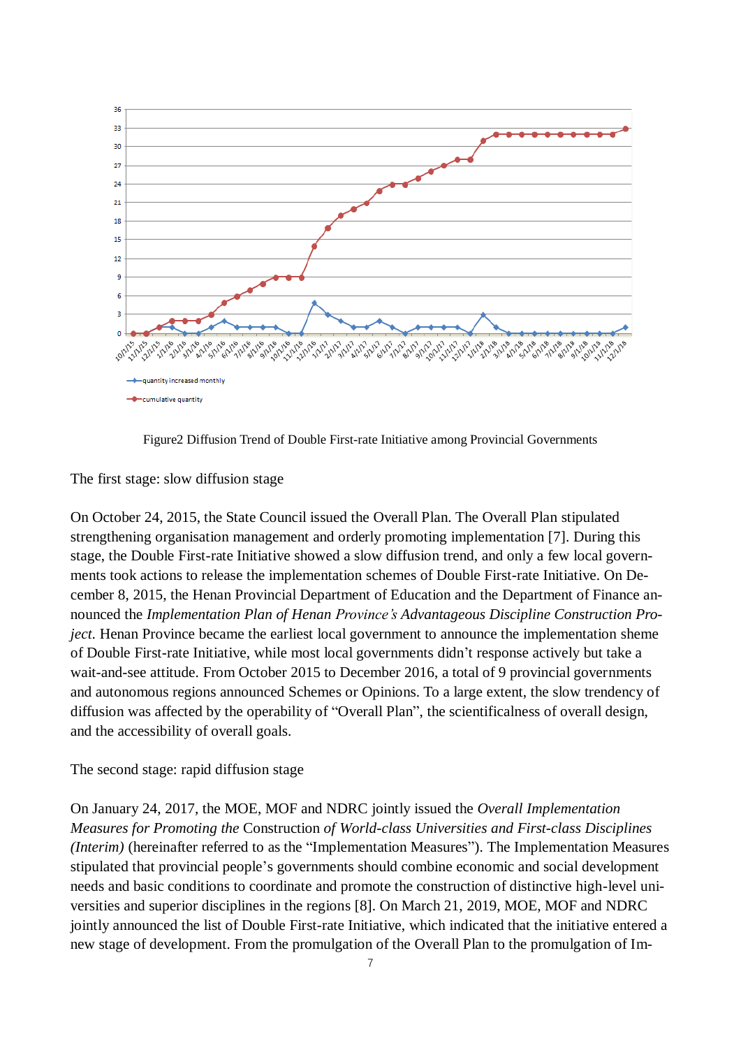Figure2 Diffusion Trend of Double First-rate Initiative among Provincial Governments

The first stage: slow diffusion stage

On October 24, 2015, the State Council issued the Overall Plan. The Overall Plan stipulated strengthening organisation management and orderly promoting implementation [7]. During this stage, the Double First-rate Initiative showed a slow diffusion trend, and only a few local governments took actions to release the implementation schemes of Double First-rate Initiative. On December 8, 2015, the Henan Provincial Department of Education and the Department of Finance announced the *Implementation Plan of Henan Province's Advantageous Discipline Construction Project*. Henan Province became the earliest local government to announce the implementation sheme of Double First-rate Initiative, while most local governments didn't response actively but take a wait-and-see attitude. From October 2015 to December 2016, a total of 9 provincial governments and autonomous regions announced Schemes or Opinions. To a large extent, the slow trendency of diffusion was affected by the operability of "Overall Plan", the scientificalness of overall design, and the accessibility of overall goals.

The second stage: rapid diffusion stage

On January 24, 2017, the MOE, MOF and NDRC jointly issued the *Overall Implementation Measures for Promoting the* Construction *of World-class Universities and First-class Disciplines (Interim)* (hereinafter referred to as the "Implementation Measures"). The Implementation Measures stipulated that provincial people's governments should combine economic and social development needs and basic conditions to coordinate and promote the construction of distinctive high-level universities and superior disciplines in the regions [8]. On March 21, 2019, MOE, MOF and NDRC jointly announced the list of Double First-rate Initiative, which indicated that the initiative entered a new stage of development. From the promulgation of the Overall Plan to the promulgation of Im-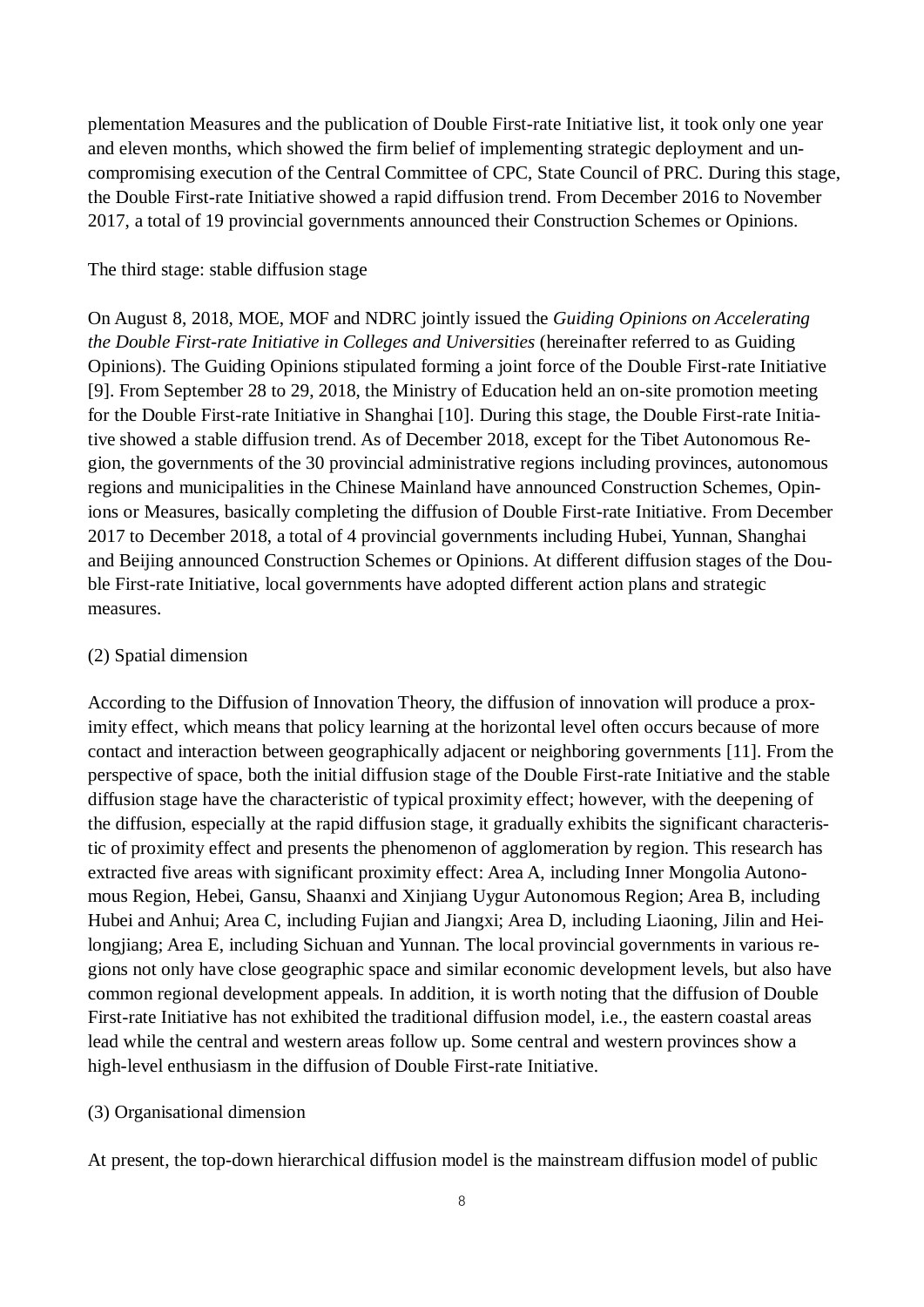plementation Measures and the publication of Double First-rate Initiative list, it took only one year and eleven months, which showed the firm belief of implementing strategic deployment and uncompromising execution of the Central Committee of CPC, State Council of PRC. During this stage, the Double First-rate Initiative showed a rapid diffusion trend. From December 2016 to November 2017, a total of 19 provincial governments announced their Construction Schemes or Opinions.

The third stage: stable diffusion stage

On August 8, 2018, MOE, MOF and NDRC jointly issued the *Guiding Opinions on Accelerating the Double First-rate Initiative in Colleges and Universities* (hereinafter referred to as Guiding Opinions). The Guiding Opinions stipulated forming a joint force of the Double First-rate Initiative [9]. From September 28 to 29, 2018, the Ministry of Education held an on-site promotion meeting for the Double First-rate Initiative in Shanghai [10]. During this stage, the Double First-rate Initiative showed a stable diffusion trend. As of December 2018, except for the Tibet Autonomous Region, the governments of the 30 provincial administrative regions including provinces, autonomous regions and municipalities in the Chinese Mainland have announced Construction Schemes, Opinions or Measures, basically completing the diffusion of Double First-rate Initiative. From December 2017 to December 2018, a total of 4 provincial governments including Hubei, Yunnan, Shanghai and Beijing announced Construction Schemes or Opinions. At different diffusion stages of the Double First-rate Initiative, local governments have adopted different action plans and strategic measures.

(2) Spatial dimension

According to the Diffusion of Innovation Theory, the diffusion of innovation will produce a proximity effect, which means that policy learning at the horizontal level often occurs because of more contact and interaction between geographically adjacent or neighboring governments [11]. From the perspective of space, both the initial diffusion stage of the Double First-rate Initiative and the stable diffusion stage have the characteristic of typical proximity effect; however, with the deepening of the diffusion, especially at the rapid diffusion stage, it gradually exhibits the significant characteristic of proximity effect and presents the phenomenon of agglomeration by region. This research has extracted five areas with significant proximity effect: Area A, including Inner Mongolia Autonomous Region, Hebei, Gansu, Shaanxi and Xinjiang Uygur Autonomous Region; Area B, including Hubei and Anhui; Area C, including Fujian and Jiangxi; Area D, including Liaoning, Jilin and Heilongjiang; Area E, including Sichuan and Yunnan. The local provincial governments in various regions not only have close geographic space and similar economic development levels, but also have common regional development appeals. In addition, it is worth noting that the diffusion of Double First-rate Initiative has not exhibited the traditional diffusion model, i.e., the eastern coastal areas lead while the central and western areas follow up. Some central and western provinces show a high-level enthusiasm in the diffusion of Double First-rate Initiative.

(3) Organisational dimension

At present, the top-down hierarchical diffusion model is the mainstream diffusion model of public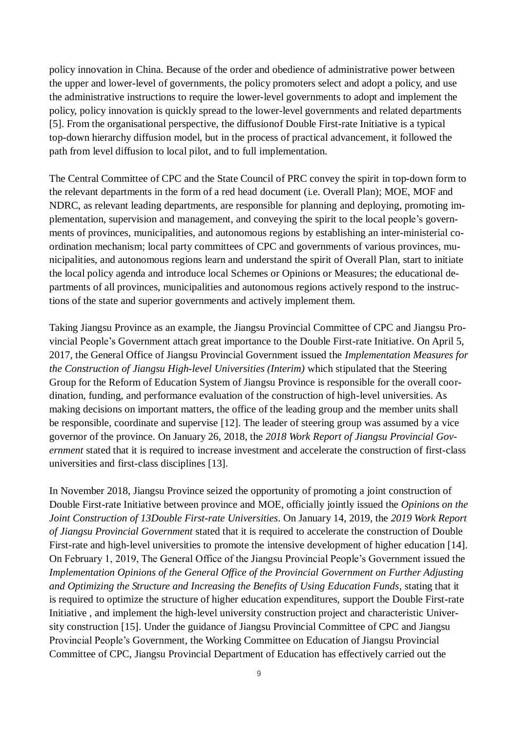policy innovation in China. Because of the order and obedience of administrative power between the upper and lower-level of governments, the policy promoters select and adopt a policy, and use the administrative instructions to require the lower-level governments to adopt and implement the policy, policy innovation is quickly spread to the lower-level governments and related departments [5]. From the organisational perspective, the diffusionof Double First-rate Initiative is a typical top-down hierarchy diffusion model, but in the process of practical advancement, it followed the path from level diffusion to local pilot, and to full implementation.

The Central Committee of CPC and the State Council of PRC convey the spirit in top-down form to the relevant departments in the form of a red head document (i.e. Overall Plan); MOE, MOF and NDRC, as relevant leading departments, are responsible for planning and deploying, promoting implementation, supervision and management, and conveying the spirit to the local people's governments of provinces, municipalities, and autonomous regions by establishing an inter-ministerial coordination mechanism; local party committees of CPC and governments of various provinces, municipalities, and autonomous regions learn and understand the spirit of Overall Plan, start to initiate the local policy agenda and introduce local Schemes or Opinions or Measures; the educational departments of all provinces, municipalities and autonomous regions actively respond to the instructions of the state and superior governments and actively implement them.

Taking Jiangsu Province as an example, the Jiangsu Provincial Committee of CPC and Jiangsu Provincial People's Government attach great importance to the Double First-rate Initiative. On April 5, 2017, the General Office of Jiangsu Provincial Government issued the *Implementation Measures for the Construction of Jiangsu High-level Universities (Interim)* which stipulated that the Steering Group for the Reform of Education System of Jiangsu Province is responsible for the overall coordination, funding, and performance evaluation of the construction of high-level universities. As making decisions on important matters, the office of the leading group and the member units shall be responsible, coordinate and supervise [12]. The leader of steering group was assumed by a vice governor of the province. On January 26, 2018, the *2018 Work Report of Jiangsu Provincial Government* stated that it is required to increase investment and accelerate the construction of first-class universities and first-class disciplines [13].

In November 2018, Jiangsu Province seized the opportunity of promoting a joint construction of Double First-rate Initiative between province and MOE, officially jointly issued the *Opinions on the Joint Construction of 13Double First-rate Universities*. On January 14, 2019, the *2019 Work Report of Jiangsu Provincial Government* stated that it is required to accelerate the construction of Double First-rate and high-level universities to promote the intensive development of higher education [14]. On February 1, 2019, The General Office of the Jiangsu Provincial People's Government issued the *Implementation Opinions of the General Office of the Provincial Government on Further Adjusting and Optimizing the Structure and Increasing the Benefits of Using Education Funds*, stating that it is required to optimize the structure of higher education expenditures, support the Double First-rate Initiative , and implement the high-level university construction project and characteristic University construction [15]. Under the guidance of Jiangsu Provincial Committee of CPC and Jiangsu Provincial People's Government, the Working Committee on Education of Jiangsu Provincial Committee of CPC, Jiangsu Provincial Department of Education has effectively carried out the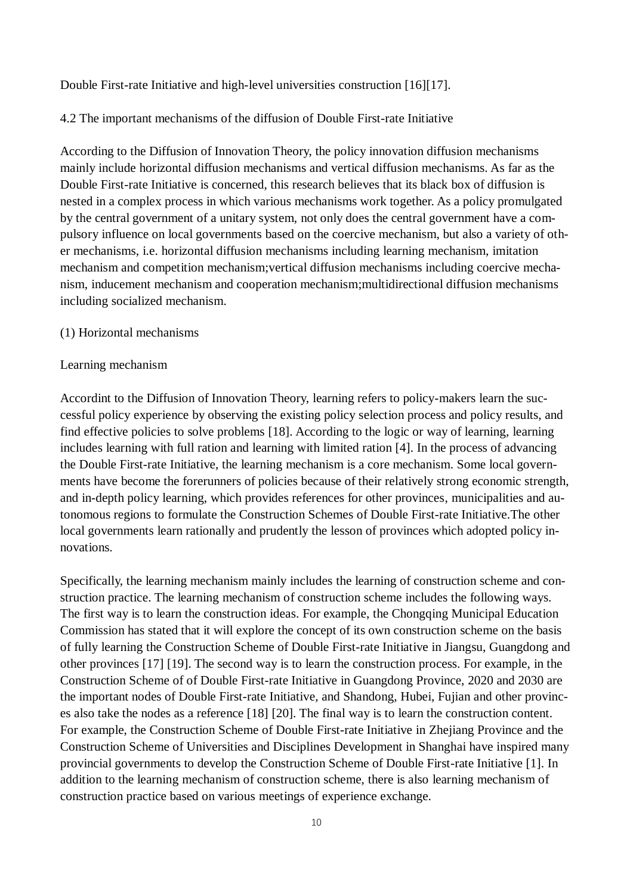Double First-rate Initiative and high-level universities construction [16][17].

### 4.2 The important mechanisms of the diffusion of Double First-rate Initiative

According to the Diffusion of Innovation Theory, the policy innovation diffusion mechanisms mainly include horizontal diffusion mechanisms and vertical diffusion mechanisms. As far as the Double First-rate Initiative is concerned, this research believes that its black box of diffusion is nested in a complex process in which various mechanisms work together. As a policy promulgated by the central government of a unitary system, not only does the central government have a compulsory influence on local governments based on the coercive mechanism, but also a variety of other mechanisms, i.e. horizontal diffusion mechanisms including learning mechanism, imitation mechanism and competition mechanism;vertical diffusion mechanisms including coercive mechanism, inducement mechanism and cooperation mechanism;multidirectional diffusion mechanisms including socialized mechanism.

#### (1) Horizontal mechanisms

##### Learning mechanism

Accordint to the Diffusion of Innovation Theory, learning refers to policy-makers learn the successful policy experience by observing the existing policy selection process and policy results, and find effective policies to solve problems [18]. According to the logic or way of learning, learning includes learning with full ration and learning with limited ration [4]. In the process of advancing the Double First-rate Initiative, the learning mechanism is a core mechanism. Some local governments have become the forerunners of policies because of their relatively strong economic strength, and in-depth policy learning, which provides references for other provinces, municipalities and autonomous regions to formulate the Construction Schemes of Double First-rate Initiative.The other local governments learn rationally and prudently the lesson of provinces which adopted policy innovations.

Specifically, the learning mechanism mainly includes the learning of construction scheme and construction practice. The learning mechanism of construction scheme includes the following ways. The first way is to learn the construction ideas. For example, the Chongqing Municipal Education Commission has stated that it will explore the concept of its own construction scheme on the basis of fully learning the Construction Scheme of Double First-rate Initiative in Jiangsu, Guangdong and other provinces [17] [19]. The second way is to learn the construction process. For example, in the Construction Scheme of of Double First-rate Initiative in Guangdong Province, 2020 and 2030 are the important nodes of Double First-rate Initiative, and Shandong, Hubei, Fujian and other provinces also take the nodes as a reference [18] [20]. The final way is to learn the construction content. For example, the Construction Scheme of Double First-rate Initiative in Zhejiang Province and the Construction Scheme of Universities and Disciplines Development in Shanghai have inspired many provincial governments to develop the Construction Scheme of Double First-rate Initiative [1]. In addition to the learning mechanism of construction scheme, there is also learning mechanism of construction practice based on various meetings of experience exchange.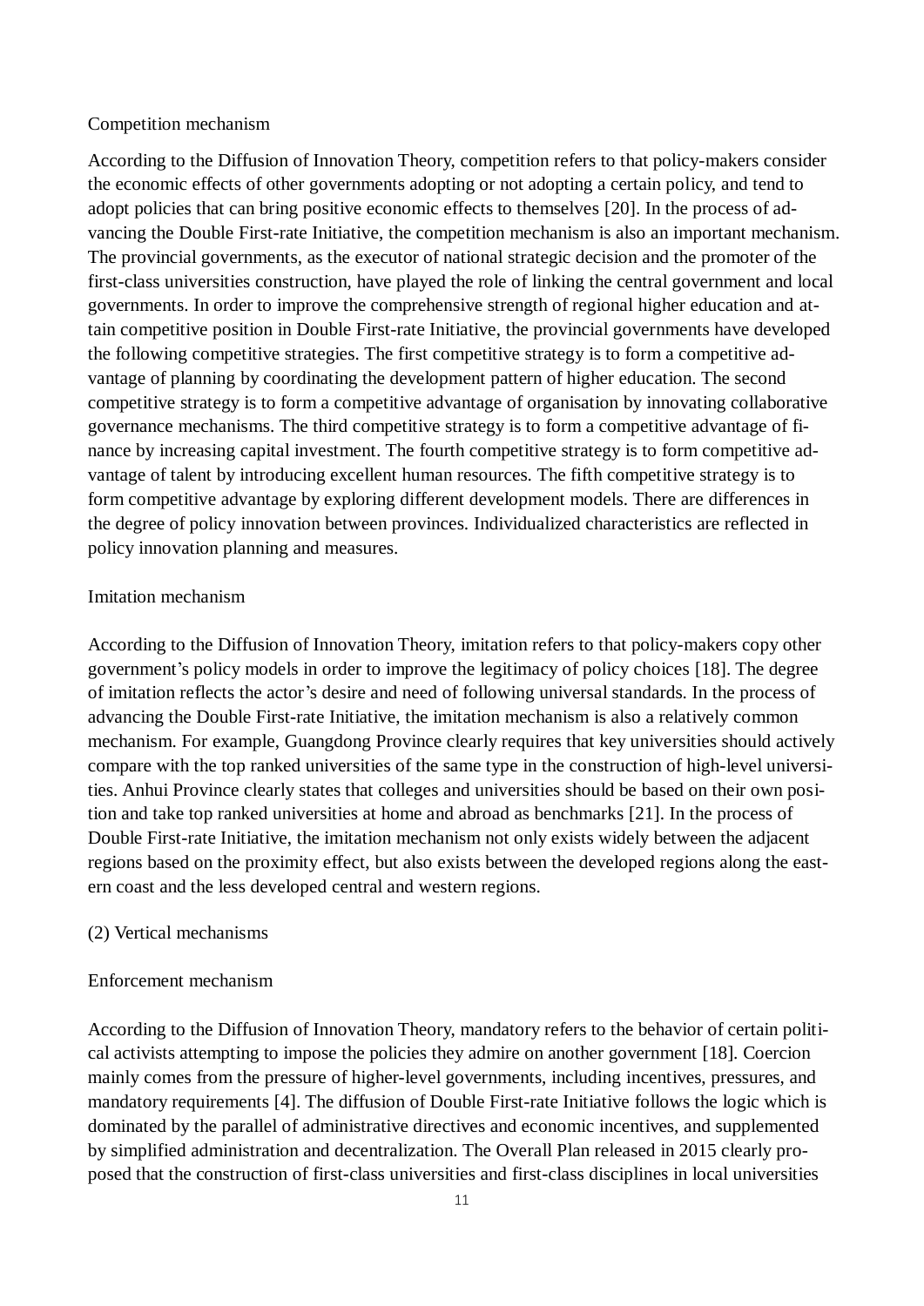Competition mechanism

According to the Diffusion of Innovation Theory, competition refers to that policy-makers consider the economic effects of other governments adopting or not adopting a certain policy, and tend to adopt policies that can bring positive economic effects to themselves [20]. In the process of advancing the Double First-rate Initiative, the competition mechanism is also an important mechanism. The provincial governments, as the executor of national strategic decision and the promoter of the first-class universities construction, have played the role of linking the central government and local governments. In order to improve the comprehensive strength of regional higher education and attain competitive position in Double First-rate Initiative, the provincial governments have developed the following competitive strategies. The first competitive strategy is to form a competitive advantage of planning by coordinating the development pattern of higher education. The second competitive strategy is to form a competitive advantage of organisation by innovating collaborative governance mechanisms. The third competitive strategy is to form a competitive advantage of finance by increasing capital investment. The fourth competitive strategy is to form competitive advantage of talent by introducing excellent human resources. The fifth competitive strategy is to form competitive advantage by exploring different development models. There are differences in the degree of policy innovation between provinces. Individualized characteristics are reflected in policy innovation planning and measures.

Imitation mechanism

According to the Diffusion of Innovation Theory, imitation refers to that policy-makers copy other government's policy models in order to improve the legitimacy of policy choices [18]. The degree of imitation reflects the actor's desire and need of following universal standards. In the process of advancing the Double First-rate Initiative, the imitation mechanism is also a relatively common mechanism. For example, Guangdong Province clearly requires that key universities should actively compare with the top ranked universities of the same type in the construction of high-level universities. Anhui Province clearly states that colleges and universities should be based on their own position and take top ranked universities at home and abroad as benchmarks [21]. In the process of Double First-rate Initiative, the imitation mechanism not only exists widely between the adjacent regions based on the proximity effect, but also exists between the developed regions along the eastern coast and the less developed central and western regions.

(2) Vertical mechanisms

Enforcement mechanism

According to the Diffusion of Innovation Theory, mandatory refers to the behavior of certain political activists attempting to impose the policies they admire on another government [18]. Coercion mainly comes from the pressure of higher-level governments, including incentives, pressures, and mandatory requirements [4]. The diffusion of Double First-rate Initiative follows the logic which is dominated by the parallel of administrative directives and economic incentives, and supplemented by simplified administration and decentralization. The Overall Plan released in 2015 clearly proposed that the construction of first-class universities and first-class disciplines in local universities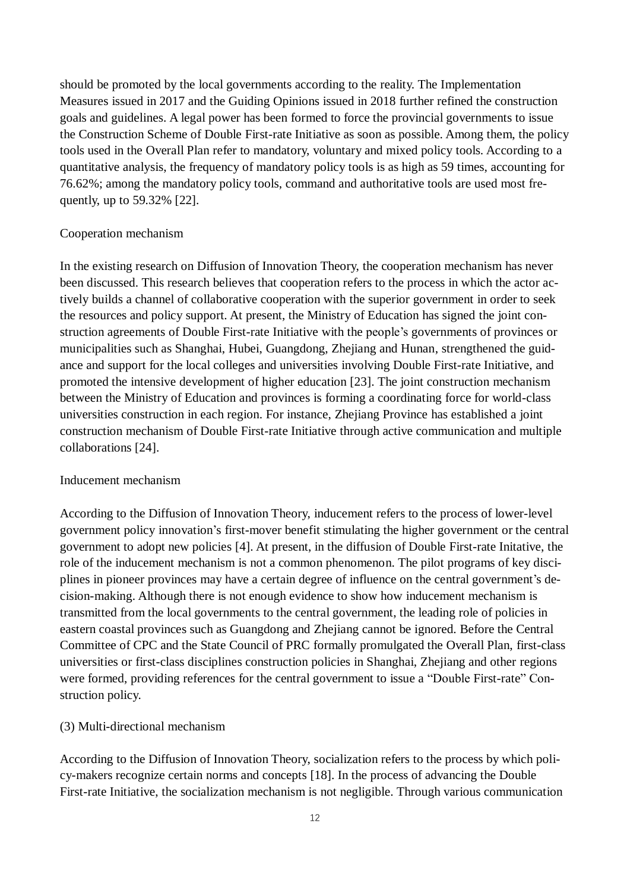should be promoted by the local governments according to the reality. The Implementation Measures issued in 2017 and the Guiding Opinions issued in 2018 further refined the construction goals and guidelines. A legal power has been formed to force the provincial governments to issue the Construction Scheme of Double First-rate Initiative as soon as possible. Among them, the policy tools used in the Overall Plan refer to mandatory, voluntary and mixed policy tools. According to a quantitative analysis, the frequency of mandatory policy tools is as high as 59 times, accounting for 76.62%; among the mandatory policy tools, command and authoritative tools are used most frequently, up to 59.32% [22].

Cooperation mechanism

In the existing research on Diffusion of Innovation Theory, the cooperation mechanism has never been discussed. This research believes that cooperation refers to the process in which the actor actively builds a channel of collaborative cooperation with the superior government in order to seek the resources and policy support. At present, the Ministry of Education has signed the joint construction agreements of Double First-rate Initiative with the people's governments of provinces or municipalities such as Shanghai, Hubei, Guangdong, Zhejiang and Hunan, strengthened the guidance and support for the local colleges and universities involving Double First-rate Initiative, and promoted the intensive development of higher education [23]. The joint construction mechanism between the Ministry of Education and provinces is forming a coordinating force for world-class universities construction in each region. For instance, Zhejiang Province has established a joint construction mechanism of Double First-rate Initiative through active communication and multiple collaborations [24].

Inducement mechanism

According to the Diffusion of Innovation Theory, inducement refers to the process of lower-level government policy innovation's first-mover benefit stimulating the higher government or the central government to adopt new policies [4]. At present, in the diffusion of Double First-rate Initative, the role of the inducement mechanism is not a common phenomenon. The pilot programs of key disciplines in pioneer provinces may have a certain degree of influence on the central government's decision-making. Although there is not enough evidence to show how inducement mechanism is transmitted from the local governments to the central government, the leading role of policies in eastern coastal provinces such as Guangdong and Zhejiang cannot be ignored. Before the Central Committee of CPC and the State Council of PRC formally promulgated the Overall Plan, first-class universities or first-class disciplines construction policies in Shanghai, Zhejiang and other regions were formed, providing references for the central government to issue a "Double First-rate" Construction policy.

(3) Multi-directional mechanism

According to the Diffusion of Innovation Theory, socialization refers to the process by which policy-makers recognize certain norms and concepts [18]. In the process of advancing the Double First-rate Initiative, the socialization mechanism is not negligible. Through various communication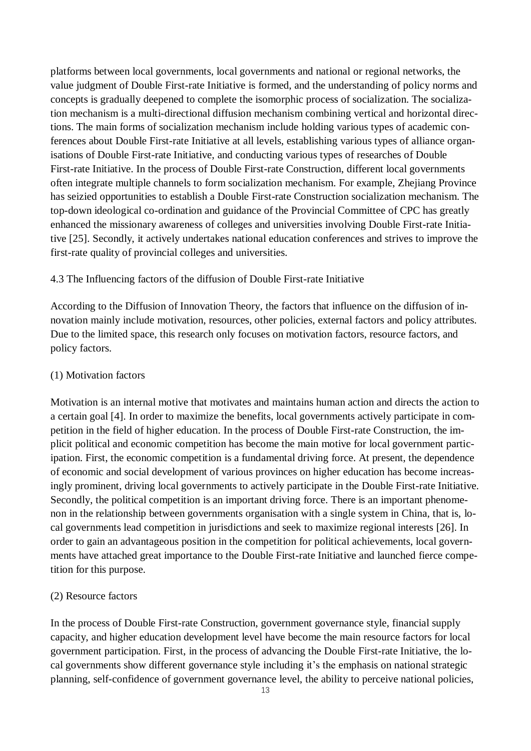platforms between local governments, local governments and national or regional networks, the value judgment of Double First-rate Initiative is formed, and the understanding of policy norms and concepts is gradually deepened to complete the isomorphic process of socialization. The socialization mechanism is a multi-directional diffusion mechanism combining vertical and horizontal directions. The main forms of socialization mechanism include holding various types of academic conferences about Double First-rate Initiative at all levels, establishing various types of alliance organisations of Double First-rate Initiative, and conducting various types of researches of Double First-rate Initiative. In the process of Double First-rate Construction, different local governments often integrate multiple channels to form socialization mechanism. For example, Zhejiang Province has seizied opportunities to establish a Double First-rate Construction socialization mechanism. The top-down ideological co-ordination and guidance of the Provincial Committee of CPC has greatly enhanced the missionary awareness of colleges and universities involving Double First-rate Initiative [25]. Secondly, it actively undertakes national education conferences and strives to improve the first-rate quality of provincial colleges and universities.

### 4.3 The Influencing factors of the diffusion of Double First-rate Initiative

According to the Diffusion of Innovation Theory, the factors that influence on the diffusion of innovation mainly include motivation, resources, other policies, external factors and policy attributes. Due to the limited space, this research only focuses on motivation factors, resource factors, and policy factors.

#### (1) Motivation factors

Motivation is an internal motive that motivates and maintains human action and directs the action to a certain goal [4]. In order to maximize the benefits, local governments actively participate in competition in the field of higher education. In the process of Double First-rate Construction, the implicit political and economic competition has become the main motive for local government participation. First, the economic competition is a fundamental driving force. At present, the dependence of economic and social development of various provinces on higher education has become increasingly prominent, driving local governments to actively participate in the Double First-rate Initiative. Secondly, the political competition is an important driving force. There is an important phenomenon in the relationship between governments organisation with a single system in China, that is, local governments lead competition in jurisdictions and seek to maximize regional interests [26]. In order to gain an advantageous position in the competition for political achievements, local governments have attached great importance to the Double First-rate Initiative and launched fierce competition for this purpose.

#### (2) Resource factors

In the process of Double First-rate Construction, government governance style, financial supply capacity, and higher education development level have become the main resource factors for local government participation. First, in the process of advancing the Double First-rate Initiative, the local governments show different governance style including it's the emphasis on national strategic planning, self-confidence of government governance level, the ability to perceive national policies,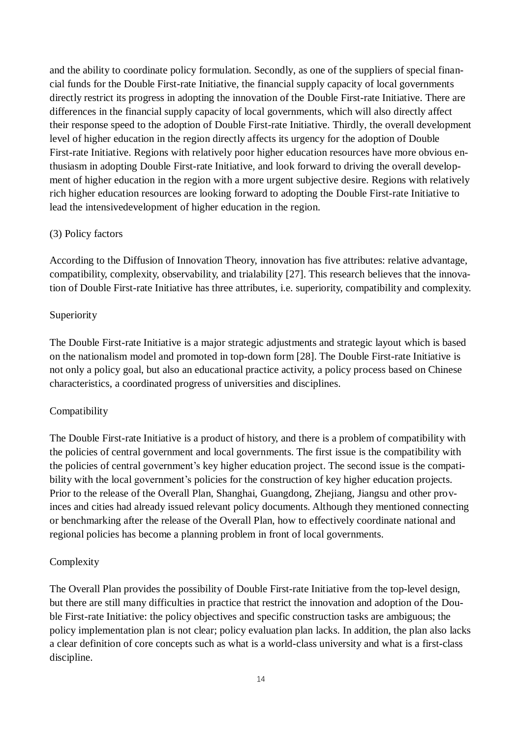and the ability to coordinate policy formulation. Secondly, as one of the suppliers of special financial funds for the Double First-rate Initiative, the financial supply capacity of local governments directly restrict its progress in adopting the innovation of the Double First-rate Initiative. There are differences in the financial supply capacity of local governments, which will also directly affect their response speed to the adoption of Double First-rate Initiative. Thirdly, the overall development level of higher education in the region directly affects its urgency for the adoption of Double First-rate Initiative. Regions with relatively poor higher education resources have more obvious enthusiasm in adopting Double First-rate Initiative, and look forward to driving the overall development of higher education in the region with a more urgent subjective desire. Regions with relatively rich higher education resources are looking forward to adopting the Double First-rate Initiative to lead the intensivedevelopment of higher education in the region.

(3) Policy factors

According to the Diffusion of Innovation Theory, innovation has five attributes: relative advantage, compatibility, complexity, observability, and trialability [27]. This research believes that the innovation of Double First-rate Initiative has three attributes, i.e. superiority, compatibility and complexity.

Superiority

The Double First-rate Initiative is a major strategic adjustments and strategic layout which is based on the nationalism model and promoted in top-down form [28]. The Double First-rate Initiative is not only a policy goal, but also an educational practice activity, a policy process based on Chinese characteristics, a coordinated progress of universities and disciplines.

Compatibility

The Double First-rate Initiative is a product of history, and there is a problem of compatibility with the policies of central government and local governments. The first issue is the compatibility with the policies of central government's key higher education project. The second issue is the compatibility with the local government's policies for the construction of key higher education projects. Prior to the release of the Overall Plan, Shanghai, Guangdong, Zhejiang, Jiangsu and other provinces and cities had already issued relevant policy documents. Although they mentioned connecting or benchmarking after the release of the Overall Plan, how to effectively coordinate national and regional policies has become a planning problem in front of local governments.

Complexity

The Overall Plan provides the possibility of Double First-rate Initiative from the top-level design, but there are still many difficulties in practice that restrict the innovation and adoption of the Double First-rate Initiative: the policy objectives and specific construction tasks are ambiguous; the policy implementation plan is not clear; policy evaluation plan lacks. In addition, the plan also lacks a clear definition of core concepts such as what is a world-class university and what is a first-class discipline.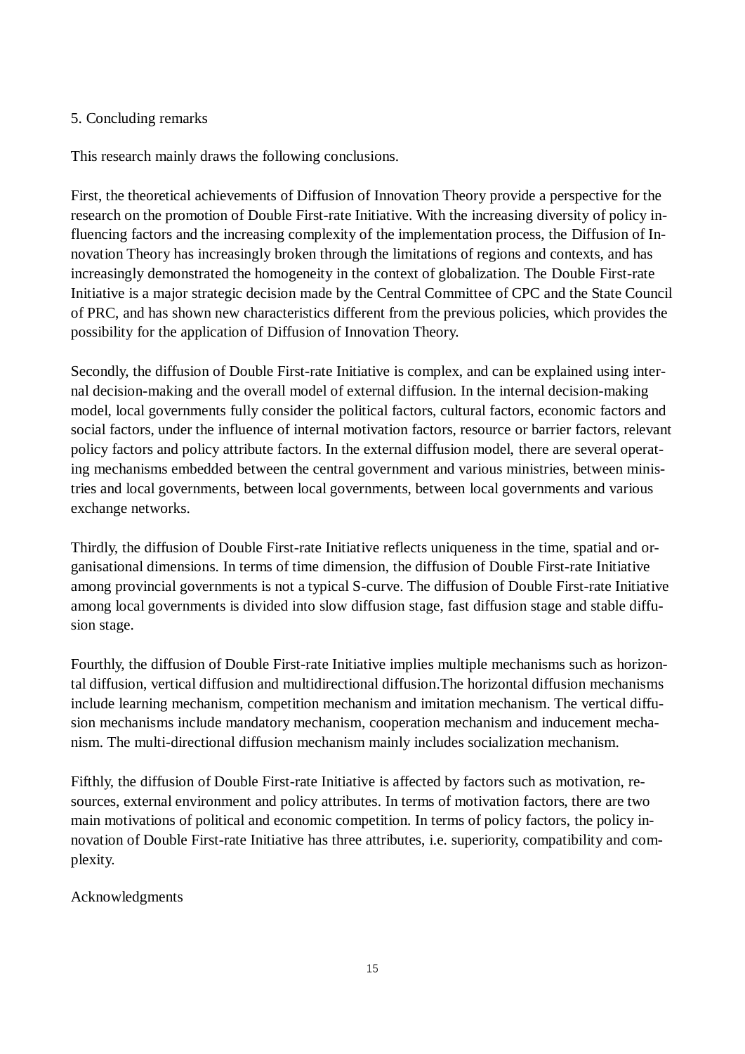## 5. Concluding remarks

This research mainly draws the following conclusions.

First, the theoretical achievements of Diffusion of Innovation Theory provide a perspective for the research on the promotion of Double First-rate Initiative. With the increasing diversity of policy influencing factors and the increasing complexity of the implementation process, the Diffusion of Innovation Theory has increasingly broken through the limitations of regions and contexts, and has increasingly demonstrated the homogeneity in the context of globalization. The Double First-rate Initiative is a major strategic decision made by the Central Committee of CPC and the State Council of PRC, and has shown new characteristics different from the previous policies, which provides the possibility for the application of Diffusion of Innovation Theory.

Secondly, the diffusion of Double First-rate Initiative is complex, and can be explained using internal decision-making and the overall model of external diffusion. In the internal decision-making model, local governments fully consider the political factors, cultural factors, economic factors and social factors, under the influence of internal motivation factors, resource or barrier factors, relevant policy factors and policy attribute factors. In the external diffusion model, there are several operating mechanisms embedded between the central government and various ministries, between ministries and local governments, between local governments, between local governments and various exchange networks.

Thirdly, the diffusion of Double First-rate Initiative reflects uniqueness in the time, spatial and organisational dimensions. In terms of time dimension, the diffusion of Double First-rate Initiative among provincial governments is not a typical S-curve. The diffusion of Double First-rate Initiative among local governments is divided into slow diffusion stage, fast diffusion stage and stable diffusion stage.

Fourthly, the diffusion of Double First-rate Initiative implies multiple mechanisms such as horizontal diffusion, vertical diffusion and multidirectional diffusion.The horizontal diffusion mechanisms include learning mechanism, competition mechanism and imitation mechanism. The vertical diffusion mechanisms include mandatory mechanism, cooperation mechanism and inducement mechanism. The multi-directional diffusion mechanism mainly includes socialization mechanism.

Fifthly, the diffusion of Double First-rate Initiative is affected by factors such as motivation, resources, external environment and policy attributes. In terms of motivation factors, there are two main motivations of political and economic competition. In terms of policy factors, the policy innovation of Double First-rate Initiative has three attributes, i.e. superiority, compatibility and complexity.

## Acknowledgments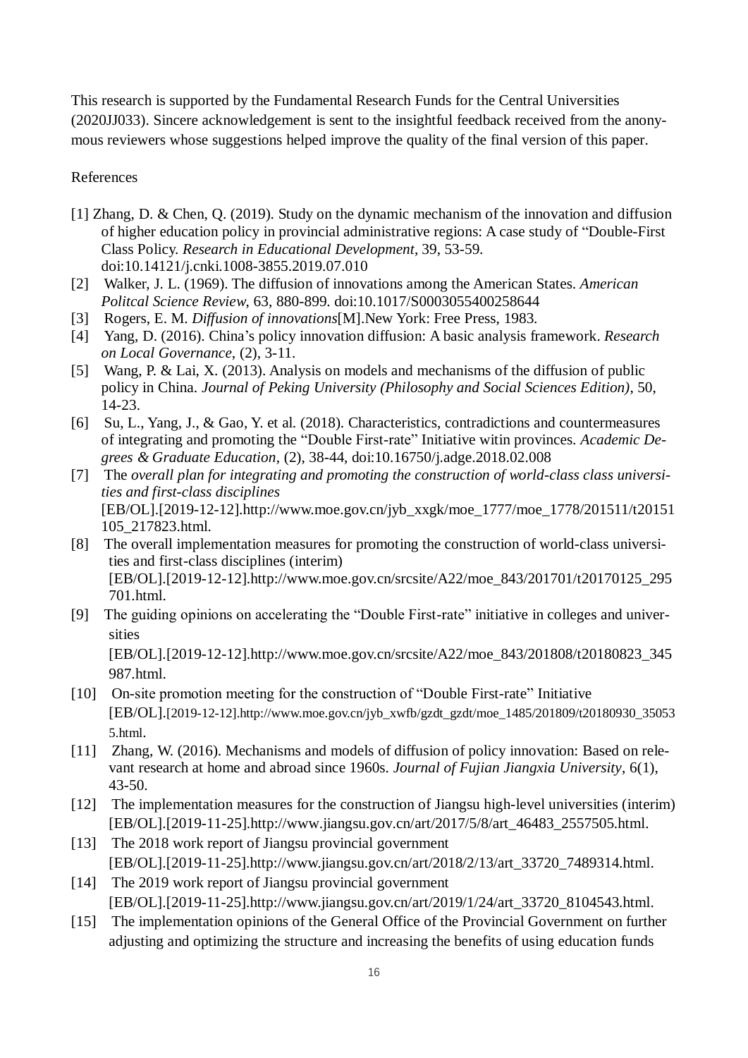This research is supported by the Fundamental Research Funds for the Central Universities (2020JJ033). Sincere acknowledgement is sent to the insightful feedback received from the anonymous reviewers whose suggestions helped improve the quality of the final version of this paper.

References

[1] Zhang, D. & Chen, Q. (2019). Study on the dynamic mechanism of the innovation and diffusion of higher education policy in provincial administrative regions: A case study of "Double-First Class Policy. *Research in Educational Development*, 39, 53-59. doi:10.14121/j.cnki.1008-3855.2019.07.010

[2] Walker, J. L. (1969). The diffusion of innovations among the American States. *American Politcal Science Review*, 63, 880-899. doi:10.1017/S0003055400258644

[3] Rogers, E. M. *Diffusion of innovations*[M].New York: Free Press, 1983.

[4] Yang, D. (2016). China's policy innovation diffusion: A basic analysis framework. *Research on Local Governance*, (2), 3-11.

[5] Wang, P. & Lai, X. (2013). Analysis on models and mechanisms of the diffusion of public policy in China. *Journal of Peking University (Philosophy and Social Sciences Edition)*, 50, 14-23.

[6] Su, L., Yang, J., & Gao, Y. et al. (2018). Characteristics, contradictions and countermeasures of integrating and promoting the "Double First-rate" Initiative witin provinces. *Academic Degrees & Graduate Education*, (2), 38-44, doi:10.16750/j.adge.2018.02.008

[7] The *overall plan for integrating and promoting the construction of world-class class universities and first-class disciplines* [EB/OL].[2019-12-12].http://www.moe.gov.cn/jyb_xxgk/moe_1777/moe_1778/201511/t20151105_217823.html.

[8] The overall implementation measures for promoting the construction of world-class universities and first-class disciplines (interim) [EB/OL].[2019-12-12].http://www.moe.gov.cn/srcsite/A22/moe_843/201701/t20170125_295701.html.

[9] The guiding opinions on accelerating the "Double First-rate" initiative in colleges and universities [EB/OL].[2019-12-12].http://www.moe.gov.cn/srcsite/A22/moe_843/201808/t20180823_345987.html.

[10] On-site promotion meeting for the construction of "Double First-rate" Initiative [EB/OL].[2019-12-12].http://www.moe.gov.cn/jyb_xwfb/gzdt_gzdt/moe_1485/201809/t20180930_350535.html.

[11] Zhang, W. (2016). Mechanisms and models of diffusion of policy innovation: Based on relevant research at home and abroad since 1960s. *Journal of Fujian Jiangxia University*, 6(1), 43-50.

[12] The implementation measures for the construction of Jiangsu high-level universities (interim) [EB/OL].[2019-11-25].http://www.jiangsu.gov.cn/art/2017/5/8/art_46483_2557505.html.

[13] The 2018 work report of Jiangsu provincial government [EB/OL].[2019-11-25].http://www.jiangsu.gov.cn/art/2018/2/13/art_33720_7489314.html.

[14] The 2019 work report of Jiangsu provincial government [EB/OL].[2019-11-25].http://www.jiangsu.gov.cn/art/2019/1/24/art_33720_8104543.html.

[15] The implementation opinions of the General Office of the Provincial Government on further adjusting and optimizing the structure and increasing the benefits of using education funds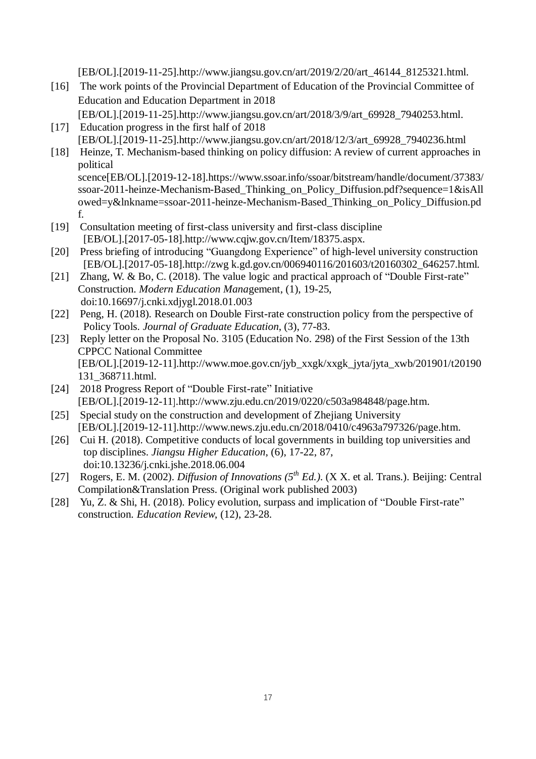[EB/OL].[2019-11-25].http://www.jiangsu.gov.cn/art/2019/2/20/art_46144_8125321.html.

[16] The work points of the Provincial Department of Education of the Provincial Committee of Education and Education Department in 2018 [EB/OL].[2019-11-25].http://www.jiangsu.gov.cn/art/2018/3/9/art_69928_7940253.html.

[17] Education progress in the first half of 2018 [EB/OL].[2019-11-25].http://www.jiangsu.gov.cn/art/2018/12/3/art_69928_7940236.html

[18] Heinze, T. Mechanism-based thinking on policy diffusion: A review of current approaches in political scence[EB/OL].[2019-12-18].https://www.ssoar.info/ssoar/bitstream/handle/document/37383/ssoar-2011-heinze-Mechanism-Based_Thinking_on_Policy_Diffusion.pdf?sequence=1&isAllowed=y&lnkname=ssoar-2011-heinze-Mechanism-Based_Thinking_on_Policy_Diffusion.pdf.

[19] Consultation meeting of first-class university and first-class discipline [EB/OL].[2017-05-18].http://www.cqjw.gov.cn/Item/18375.aspx.

[20] Press briefing of introducing "Guangdong Experience" of high-level university construction [EB/OL].[2017-05-18].http://zwg k.gd.gov.cn/006940116/201603/t20160302_646257.html.

[21] Zhang, W. & Bo, C. (2018). The value logic and practical approach of "Double First-rate" Construction. *Modern Education Management*, (1), 19-25, doi:10.16697/j.cnki.xdjygl.2018.01.003

[22] Peng, H. (2018). Research on Double First-rate construction policy from the perspective of Policy Tools. *Journal of Graduate Education*, (3), 77-83.

[23] Reply letter on the Proposal No. 3105 (Education No. 298) of the First Session of the 13th CPPCC National Committee [EB/OL].[2019-12-11].http://www.moe.gov.cn/jyb_xxgk/xxgk_jyta/jyta_xwb/201901/t20190131_368711.html.

[24] 2018 Progress Report of "Double First-rate" Initiative [EB/OL].[2019-12-11].http://www.zju.edu.cn/2019/0220/c503a984848/page.htm.

[25] Special study on the construction and development of Zhejiang University [EB/OL].[2019-12-11].http://www.news.zju.edu.cn/2018/0410/c4963a797326/page.htm.

[26] Cui H. (2018). Competitive conducts of local governments in building top universities and top disciplines. *Jiangsu Higher Education*, (6), 17-22, 87, doi:10.13236/j.cnki.jshe.2018.06.004

[27] Rogers, E. M. (2002). *Diffusion of Innovations (5th Ed.)*. (X X. et al. Trans.). Beijing: Central Compilation&Translation Press. (Original work published 2003)

[28] Yu, Z. & Shi, H. (2018). Policy evolution, surpass and implication of "Double First-rate" construction. *Education Review*, (12), 23-28.